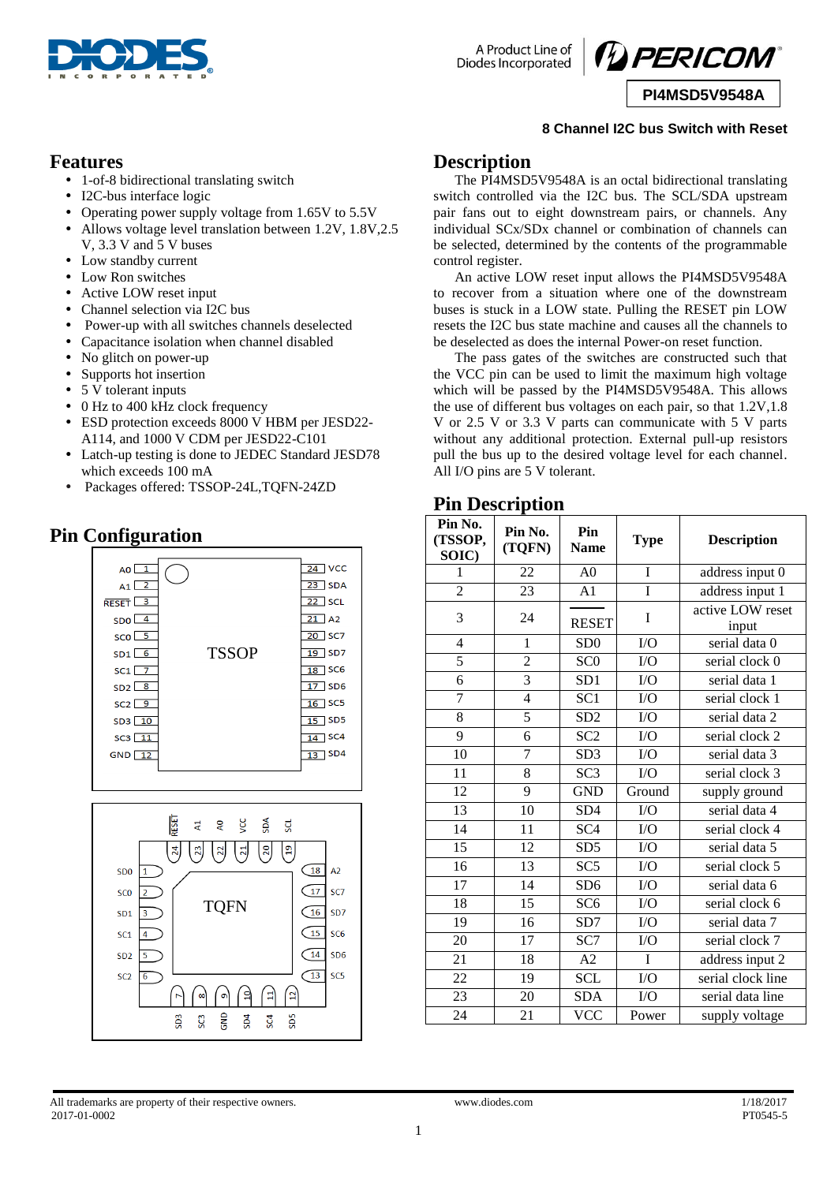PI4MSD5V9548A

8 Channel I2C bus Switch with Reset

## Features

- 1-of-8 bidirectional translating switch
- I2C-bus interface logic
- Operating power supply voltage from 1.65V to 5.5V
- Allows voltage level translation between 1.2V, 1.8V,2.5 V, 3.3 V and 5 V buses
- Low standby current
- Low Ron switches
- Active LOW reset input
- Channel selection via I2C bus
- Power-up with all switches channels deselected
- Capacitance isolation when channel disabled
- No glitch on power-up
- Supports hot insertion
- 5 V tolerant inputs
- 0 Hz to 400 kHz clock frequency
- ESD protection exceeds 8000 V HBM per JESD22-A114, and 1000 V CDM per JESD22-C101
- Latch-up testing is done to JEDEC Standard JESD78 which exceeds 100 mA
- Packages offered: TSSOP-24L,TQFN-24ZD

## Pin Configuration

TSSOP

| Pin | Name | Pin | Name |
|---|---|---|---|
| 1 | A0 | 24 | VCC |
| 2 | A1 | 23 | SDA |
| 3 | RESET | 22 | SCL |
| 4 | SD0 | 21 | A2 |
| 5 | SC0 | 20 | SC7 |
| 6 | SD1 | 19 | SD7 |
| 7 | SC1 | 18 | SC6 |
| 8 | SD2 | 17 | SD6 |
| 9 | SC2 | 16 | SC5 |
| 10 | SD3 | 15 | SD5 |
| 11 | SC3 | 14 | SC4 |
| 12 | GND | 13 | SD4 |

TQFN

| Pin | Name | Pin | Name |
|---|---|---|---|
| 1 | SD0 | 13 | SC5 |
| 2 | SC0 | 14 | SD6 |
| 3 | SD1 | 15 | SC6 |
| 4 | SC1 | 16 | SD7 |
| 5 | SD2 | 17 | SC7 |
| 6 | SC2 | 18 | A2 |
| 7 | SD3 | 19 | SCL |
| 8 | SC3 | 20 | SDA |
| 9 | GND | 21 | VCC |
| 10 | SD4 | 22 | A0 |
| 11 | SC4 | 23 | A1 |
| 12 | SD5 | 24 | RESET |

## Description

The PI4MSD5V9548A is an octal bidirectional translating switch controlled via the I2C bus. The SCL/SDA upstream pair fans out to eight downstream pairs, or channels. Any individual SCx/SDx channel or combination of channels can be selected, determined by the contents of the programmable control register.

An active LOW reset input allows the PI4MSD5V9548A to recover from a situation where one of the downstream buses is stuck in a LOW state. Pulling the RESET pin LOW resets the I2C bus state machine and causes all the channels to be deselected as does the internal Power-on reset function.

The pass gates of the switches are constructed such that the VCC pin can be used to limit the maximum high voltage which will be passed by the PI4MSD5V9548A. This allows the use of different bus voltages on each pair, so that 1.2V,1.8 V or 2.5 V or 3.3 V parts can communicate with 5 V parts without any additional protection. External pull-up resistors pull the bus up to the desired voltage level for each channel. All I/O pins are 5 V tolerant.

## Pin Description

| Pin No. (TSSOP, SOIC) | Pin No. (TQFN) | Pin Name | Type | Description |
|---|---|---|---|---|
| 1 | 22 | A0 | I | address input 0 |
| 2 | 23 | A1 | I | address input 1 |
| 3 | 24 | $\overline{RESET}$ | I | active LOW reset input |
| 4 | 1 | SD0 | I/O | serial data 0 |
| 5 | 2 | SC0 | I/O | serial clock 0 |
| 6 | 3 | SD1 | I/O | serial data 1 |
| 7 | 4 | SC1 | I/O | serial clock 1 |
| 8 | 5 | SD2 | I/O | serial data 2 |
| 9 | 6 | SC2 | I/O | serial clock 2 |
| 10 | 7 | SD3 | I/O | serial data 3 |
| 11 | 8 | SC3 | I/O | serial clock 3 |
| 12 | 9 | GND | Ground | supply ground |
| 13 | 10 | SD4 | I/O | serial data 4 |
| 14 | 11 | SC4 | I/O | serial clock 4 |
| 15 | 12 | SD5 | I/O | serial data 5 |
| 16 | 13 | SC5 | I/O | serial clock 5 |
| 17 | 14 | SD6 | I/O | serial data 6 |
| 18 | 15 | SC6 | I/O | serial clock 6 |
| 19 | 16 | SD7 | I/O | serial data 7 |
| 20 | 17 | SC7 | I/O | serial clock 7 |
| 21 | 18 | A2 | I | address input 2 |
| 22 | 19 | SCL | I/O | serial clock line |
| 23 | 20 | SDA | I/O | serial data line |
| 24 | 21 | VCC | Power | supply voltage |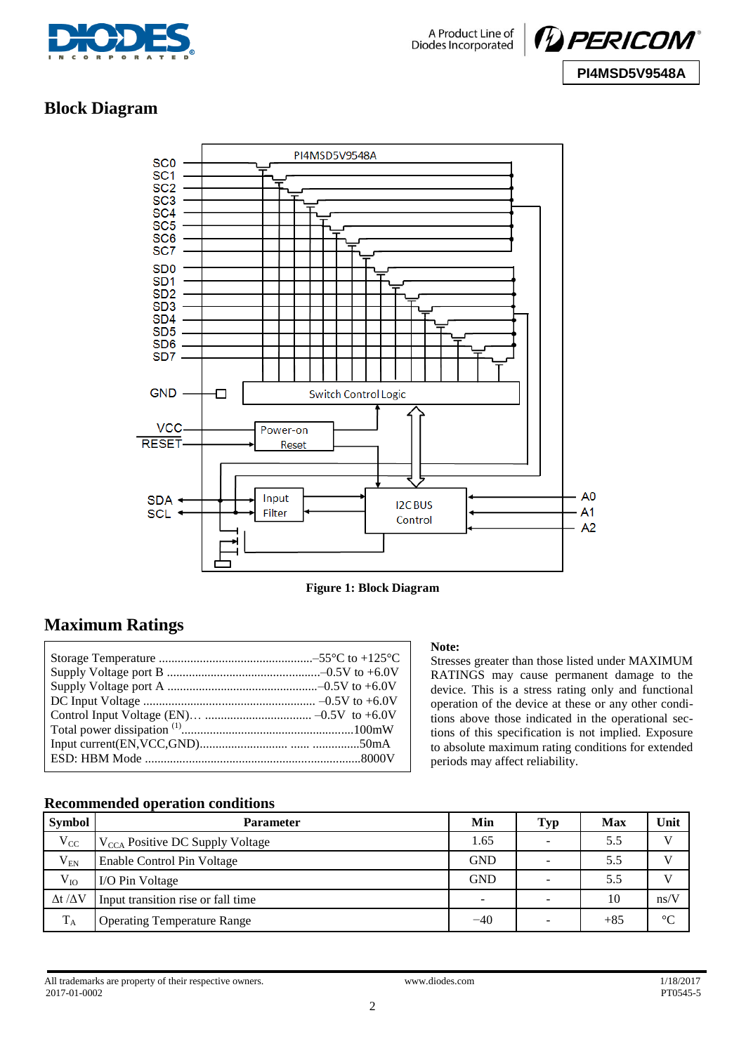## Block Diagram

Figure 1: Block Diagram

## Maximum Ratings

| | |
|---|---|
| Storage Temperature | –55°C to +125°C |
| Supply Voltage port B | –0.5V to +6.0V |
| Supply Voltage port A | –0.5V to +6.0V |
| DC Input Voltage | –0.5V to +6.0V |
| Control Input Voltage (EN)… | –0.5V to +6.0V |
| Total power dissipation [1] | 100mW |
| Input current(EN,VCC,GND) | 50mA |
| ESD: HBM Mode | 8000V |

**Note:**

Stresses greater than those listed under MAXIMUM RATINGS may cause permanent damage to the device. This is a stress rating only and functional operation of the device at these or any other conditions above those indicated in the operational sections of this specification is not implied. Exposure to absolute maximum rating conditions for extended periods may affect reliability.

### Recommended operation conditions

| Symbol | Parameter | Min | Typ | Max | Unit |
|---|---|---|---|---|---|
| $V_{CC}$ | $V_{CCA}$ Positive DC Supply Voltage | 1.65 | - | 5.5 | V |
| $V_{EN}$ | Enable Control Pin Voltage | GND | - | 5.5 | V |
| $V_{IO}$ | I/O Pin Voltage | GND | - | 5.5 | V |
| $\Delta t / \Delta V$ | Input transition rise or fall time | - | - | 10 | ns/V |
| $T_A$ | Operating Temperature Range | −40 | - | +85 | °C |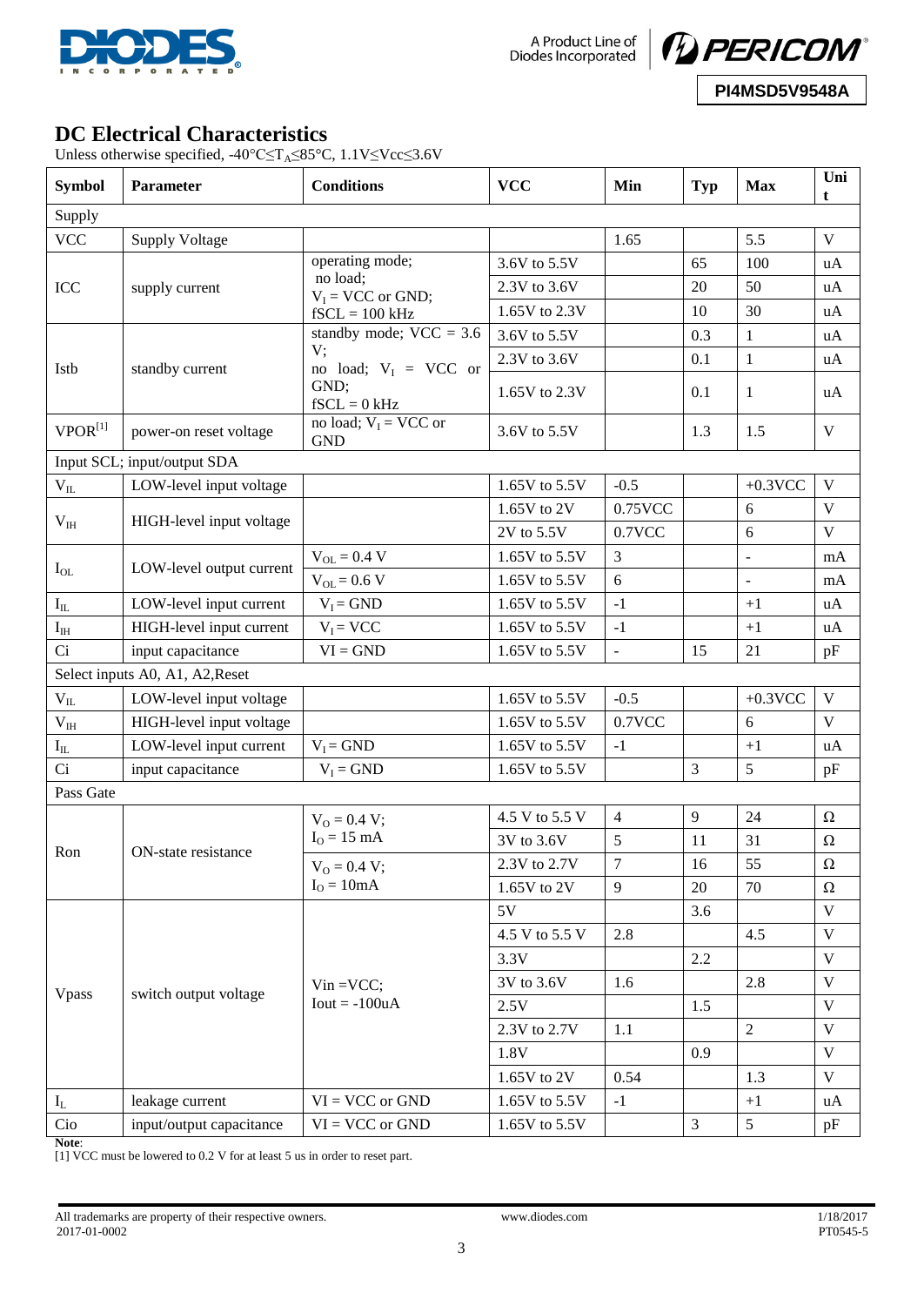## DC Electrical Characteristics

Unless otherwise specified, -40°C≤$T_A$≤85°C, 1.1V≤Vcc≤3.6V

| Symbol | Parameter | Conditions | VCC | Min | Typ | Max | Unit |
|---|---|---|---|---|---|---|---|
| Supply | | | | | | | |
| VCC | Supply Voltage | | | 1.65 | | 5.5 | V |
| ICC | supply current | operating mode; no load; $V_I$ = VCC or GND; fSCL = 100 kHz | 3.6V to 5.5V | | 65 | 100 | uA |
| | | | 2.3V to 3.6V | | 20 | 50 | uA |
| | | | 1.65V to 2.3V | | 10 | 30 | uA |
| Istb | standby current | standby mode; VCC = 3.6 V; no load; $V_I$ = VCC or GND; fSCL = 0 kHz | 3.6V to 5.5V | | 0.3 | 1 | uA |
| | | | 2.3V to 3.6V | | 0.1 | 1 | uA |
| | | | 1.65V to 2.3V | | 0.1 | 1 | uA |
| VPOR[1] | power-on reset voltage | no load; $V_I$ = VCC or GND | 3.6V to 5.5V | | 1.3 | 1.5 | V |
| Input SCL; input/output SDA | | | | | | | |
| $V_{IL}$ | LOW-level input voltage | | 1.65V to 5.5V | -0.5 | | +0.3VCC | V |
| $V_{IH}$ | HIGH-level input voltage | | 1.65V to 2V | 0.75VCC | | 6 | V |
| | | | 2V to 5.5V | 0.7VCC | | 6 | V |
| $I_{OL}$ | LOW-level output current | $V_{OL}$ = 0.4 V | 1.65V to 5.5V | 3 | | - | mA |
| | | $V_{OL}$ = 0.6 V | 1.65V to 5.5V | 6 | | - | mA |
| $I_{IL}$ | LOW-level input current | $V_I$ = GND | 1.65V to 5.5V | -1 | | +1 | uA |
| $I_{IH}$ | HIGH-level input current | $V_I$ = VCC | 1.65V to 5.5V | -1 | | +1 | uA |
| Ci | input capacitance | VI = GND | 1.65V to 5.5V | - | 15 | 21 | pF |
| Select inputs A0, A1, A2,Reset | | | | | | | |
| $V_{IL}$ | LOW-level input voltage | | 1.65V to 5.5V | -0.5 | | +0.3VCC | V |
| $V_{IH}$ | HIGH-level input voltage | | 1.65V to 5.5V | 0.7VCC | | 6 | V |
| $I_{IL}$ | LOW-level input current | $V_I$ = GND | 1.65V to 5.5V | -1 | | +1 | uA |
| Ci | input capacitance | $V_I$ = GND | 1.65V to 5.5V | | 3 | 5 | pF |
| Pass Gate | | | | | | | |
| Ron | ON-state resistance | $V_O$ = 0.4 V; $I_O$ = 15 mA | 4.5 V to 5.5 V | 4 | 9 | 24 | Ω |
| | | | 3V to 3.6V | 5 | 11 | 31 | Ω |
| | | $V_O$ = 0.4 V; $I_O$ = 10mA | 2.3V to 2.7V | 7 | 16 | 55 | Ω |
| | | | 1.65V to 2V | 9 | 20 | 70 | Ω |
| Vpass | switch output voltage | Vin =VCC; Iout = -100uA | 5V | | 3.6 | | V |
| | | | 4.5 V to 5.5 V | 2.8 | | 4.5 | V |
| | | | 3.3V | | 2.2 | | V |
| | | | 3V to 3.6V | 1.6 | | 2.8 | V |
| | | | 2.5V | | 1.5 | | V |
| | | | 2.3V to 2.7V | 1.1 | | 2 | V |
| | | | 1.8V | | 0.9 | | V |
| | | | 1.65V to 2V | 0.54 | | 1.3 | V |
| $I_L$ | leakage current | VI = VCC or GND | 1.65V to 5.5V | -1 | | +1 | uA |
| Cio | input/output capacitance | VI = VCC or GND | 1.65V to 5.5V | | 3 | 5 | pF |

**Note**:
[1] VCC must be lowered to 0.2 V for at least 5 us in order to reset part.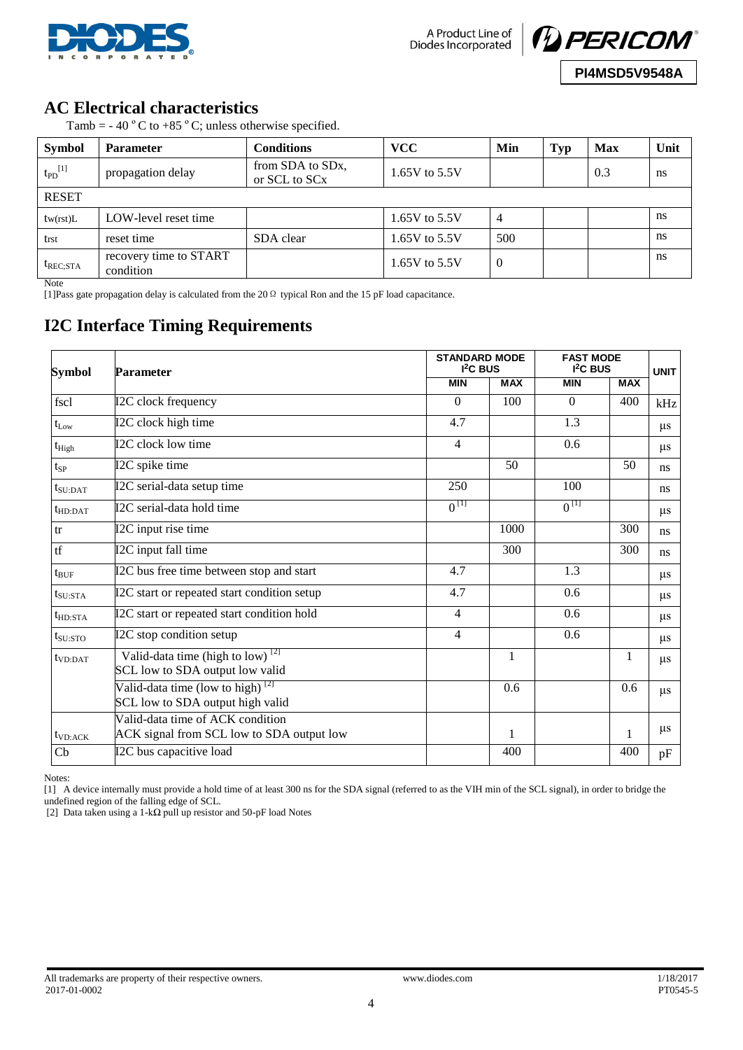## AC Electrical characteristics

Tamb = - 40 °C to +85 °C; unless otherwise specified.

| Symbol | Parameter | Conditions | VCC | Min | Typ | Max | Unit |
|---|---|---|---|---|---|---|---|
| $t_{PD}$ [1] | propagation delay | from SDA to SDx, or SCL to SCx | 1.65V to 5.5V | | | 0.3 | ns |
| RESET | | | | | | | |
| $t_{w(rst)L}$ | LOW-level reset time | | 1.65V to 5.5V | 4 | | | ns |
| $t_{rst}$ | reset time | SDA clear | 1.65V to 5.5V | 500 | | | ns |
| $t_{REC;STA}$ | recovery time to START condition | | 1.65V to 5.5V | 0 | | | ns |

Note

[1]Pass gate propagation delay is calculated from the 20 Ω typical Ron and the 15 pF load capacitance.

## I2C Interface Timing Requirements

| Symbol | Parameter | STANDARD MODE I²C BUS | | FAST MODE I²C BUS | | UNIT |
|---|---|---|---|---|---|---|
| | | MIN | MAX | MIN | MAX | |
| fscl | I2C clock frequency | 0 | 100 | 0 | 400 | kHz |
| $t_{Low}$ | I2C clock high time | 4.7 | | 1.3 | | µs |
| $t_{High}$ | I2C clock low time | 4 | | 0.6 | | µs |
| $t_{SP}$ | I2C spike time | | 50 | | 50 | ns |
| $t_{SU:DAT}$ | I2C serial-data setup time | 250 | | 100 | | ns |
| $t_{HD:DAT}$ | I2C serial-data hold time | 0 [1] | | 0 [1] | | µs |
| tr | I2C input rise time | | 1000 | | 300 | ns |
| tf | I2C input fall time | | 300 | | 300 | ns |
| $t_{BUF}$ | I2C bus free time between stop and start | 4.7 | | 1.3 | | µs |
| $t_{SU:STA}$ | I2C start or repeated start condition setup | 4.7 | | 0.6 | | µs |
| $t_{HD:STA}$ | I2C start or repeated start condition hold | 4 | | 0.6 | | µs |
| $t_{SU:STO}$ | I2C stop condition setup | 4 | | 0.6 | | µs |
| $t_{VD:DAT}$ | Valid-data time (high to low) [2] SCL low to SDA output low valid | | 1 | | 1 | µs |
| | Valid-data time (low to high) [2] SCL low to SDA output high valid | | 0.6 | | 0.6 | µs |
| $t_{VD:ACK}$ | Valid-data time of ACK condition ACK signal from SCL low to SDA output low | | 1 | | 1 | µs |
| Cb | I2C bus capacitive load | | 400 | | 400 | pF |

Notes:

[1] A device internally must provide a hold time of at least 300 ns for the SDA signal (referred to as the VIH min of the SCL signal), in order to bridge the undefined region of the falling edge of SCL.

[2] Data taken using a 1-kΩ pull up resistor and 50-pF load Notes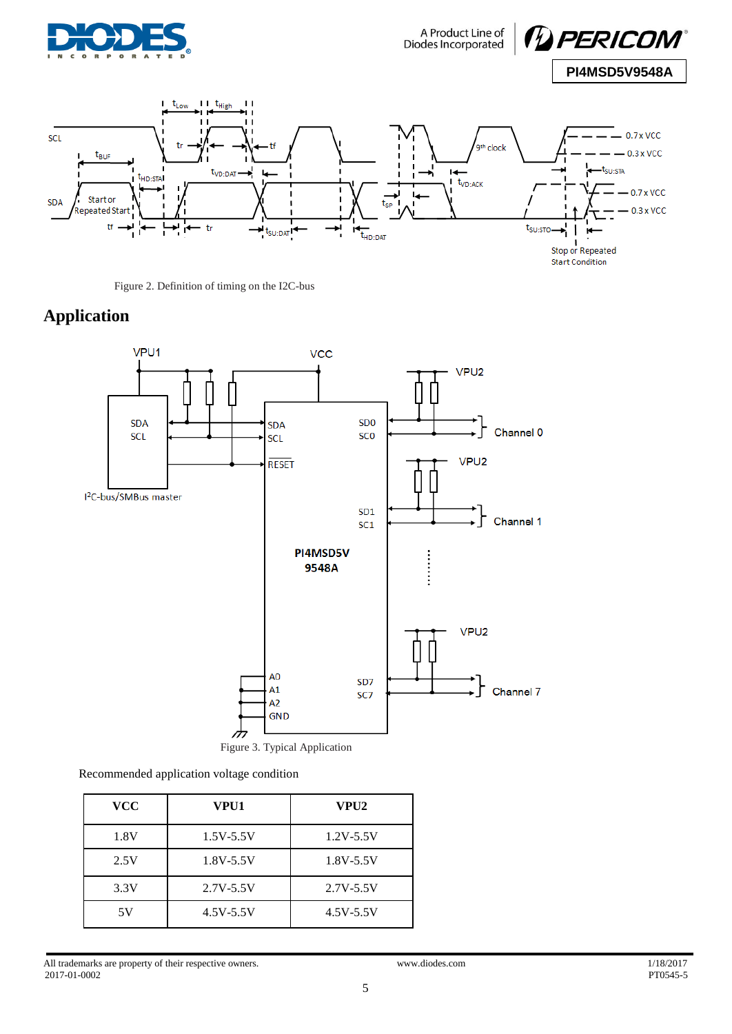Figure 2. Definition of timing on the I2C-bus

## Application

Figure 3. Typical Application

Recommended application voltage condition

| VCC | VPU1 | VPU2 |
|---|---|---|
| 1.8V | 1.5V-5.5V | 1.2V-5.5V |
| 2.5V | 1.8V-5.5V | 1.8V-5.5V |
| 3.3V | 2.7V-5.5V | 2.7V-5.5V |
| 5V | 4.5V-5.5V | 4.5V-5.5V |

All trademarks are property of their respective owners.
2017-01-0002

www.diodes.com

1/18/2017
PT0545-5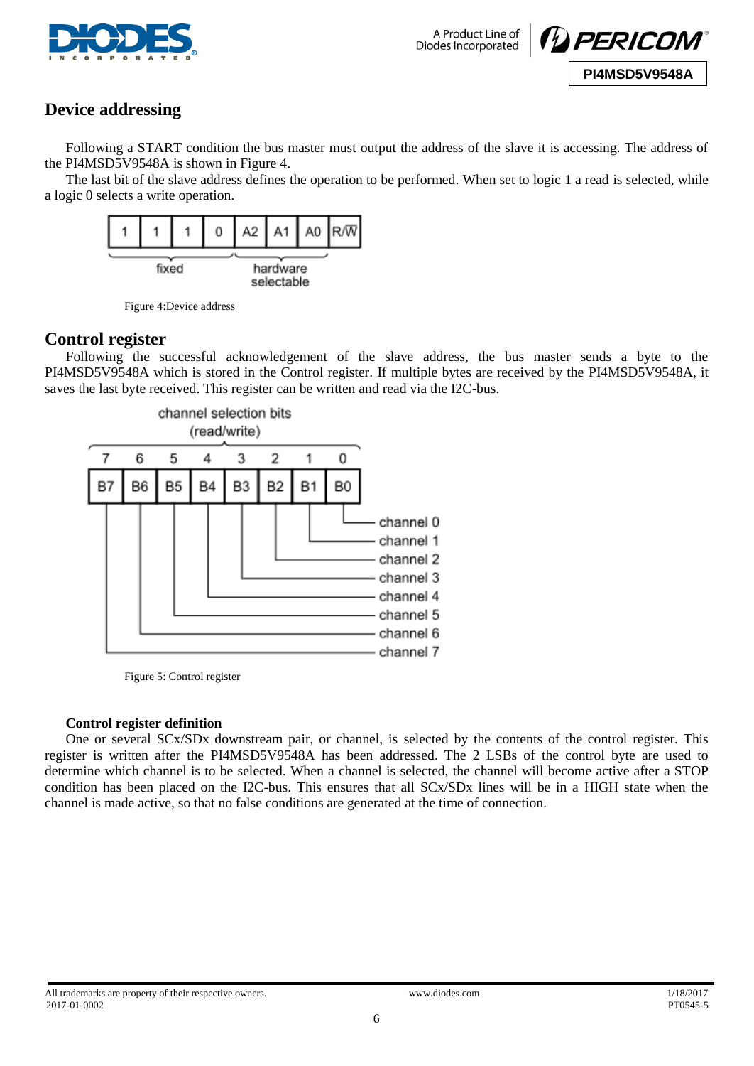## Device addressing

Following a START condition the bus master must output the address of the slave it is accessing. The address of the PI4MSD5V9548A is shown in Figure 4.

The last bit of the slave address defines the operation to be performed. When set to logic 1 a read is selected, while a logic 0 selects a write operation.

| 1 | 1 | 1 | 0 | A2 | A1 | A0 | R/$\overline{W}$ |
|---|---|---|---|---|---|---|---|
| fixed | | | | hardware selectable | | | |

Figure 4:Device address

## Control register

Following the successful acknowledgement of the slave address, the bus master sends a byte to the PI4MSD5V9548A which is stored in the Control register. If multiple bytes are received by the PI4MSD5V9548A, it saves the last byte received. This register can be written and read via the I2C-bus.

channel selection bits (read/write)

| 7 | 6 | 5 | 4 | 3 | 2 | 1 | 0 |
|---|---|---|---|---|---|---|---|
| B7 | B6 | B5 | B4 | B3 | B2 | B1 | B0 |
| channel 7 | channel 6 | channel 5 | channel 4 | channel 3 | channel 2 | channel 1 | channel 0 |

Figure 5: Control register

**Control register definition**

One or several SCx/SDx downstream pair, or channel, is selected by the contents of the control register. This register is written after the PI4MSD5V9548A has been addressed. The 2 LSBs of the control byte are used to determine which channel is to be selected. When a channel is selected, the channel will become active after a STOP condition has been placed on the I2C-bus. This ensures that all SCx/SDx lines will be in a HIGH state when the channel is made active, so that no false conditions are generated at the time of connection.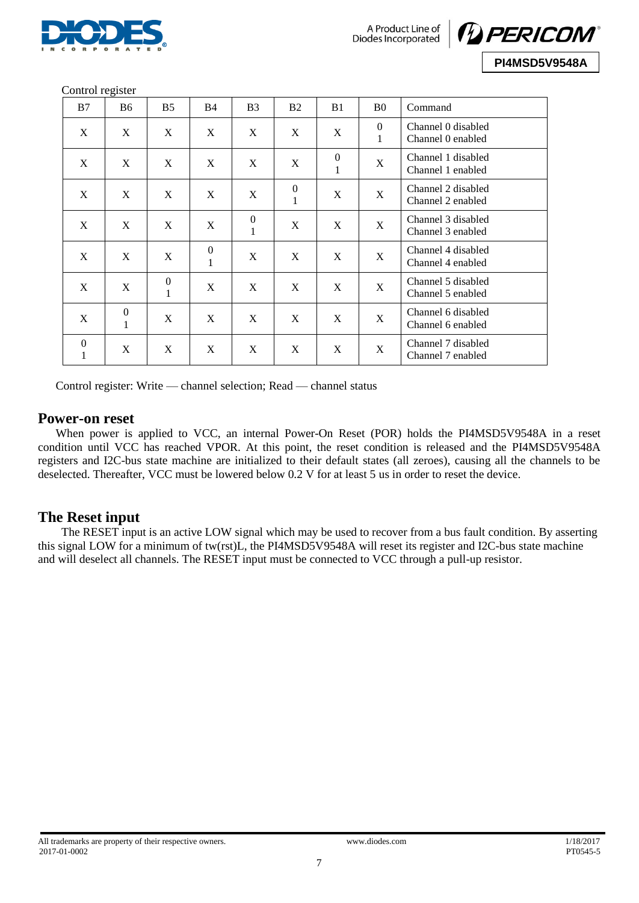Control register

| B7 | B6 | B5 | B4 | B3 | B2 | B1 | B0 | Command |
|---|---|---|---|---|---|---|---|---|
| X | X | X | X | X | X | X | 0<br>1 | Channel 0 disabled<br>Channel 0 enabled |
| X | X | X | X | X | X | 0<br>1 | X | Channel 1 disabled<br>Channel 1 enabled |
| X | X | X | X | X | 0<br>1 | X | X | Channel 2 disabled<br>Channel 2 enabled |
| X | X | X | X | 0<br>1 | X | X | X | Channel 3 disabled<br>Channel 3 enabled |
| X | X | X | 0<br>1 | X | X | X | X | Channel 4 disabled<br>Channel 4 enabled |
| X | X | 0<br>1 | X | X | X | X | X | Channel 5 disabled<br>Channel 5 enabled |
| X | 0<br>1 | X | X | X | X | X | X | Channel 6 disabled<br>Channel 6 enabled |
| 0<br>1 | X | X | X | X | X | X | X | Channel 7 disabled<br>Channel 7 enabled |

Control register: Write — channel selection; Read — channel status

## Power-on reset

When power is applied to VCC, an internal Power-On Reset (POR) holds the PI4MSD5V9548A in a reset condition until VCC has reached VPOR. At this point, the reset condition is released and the PI4MSD5V9548A registers and I2C-bus state machine are initialized to their default states (all zeroes), causing all the channels to be deselected. Thereafter, VCC must be lowered below 0.2 V for at least 5 us in order to reset the device.

## The Reset input

The RESET input is an active LOW signal which may be used to recover from a bus fault condition. By asserting this signal LOW for a minimum of tw(rst)L, the PI4MSD5V9548A will reset its register and I2C-bus state machine and will deselect all channels. The RESET input must be connected to VCC through a pull-up resistor.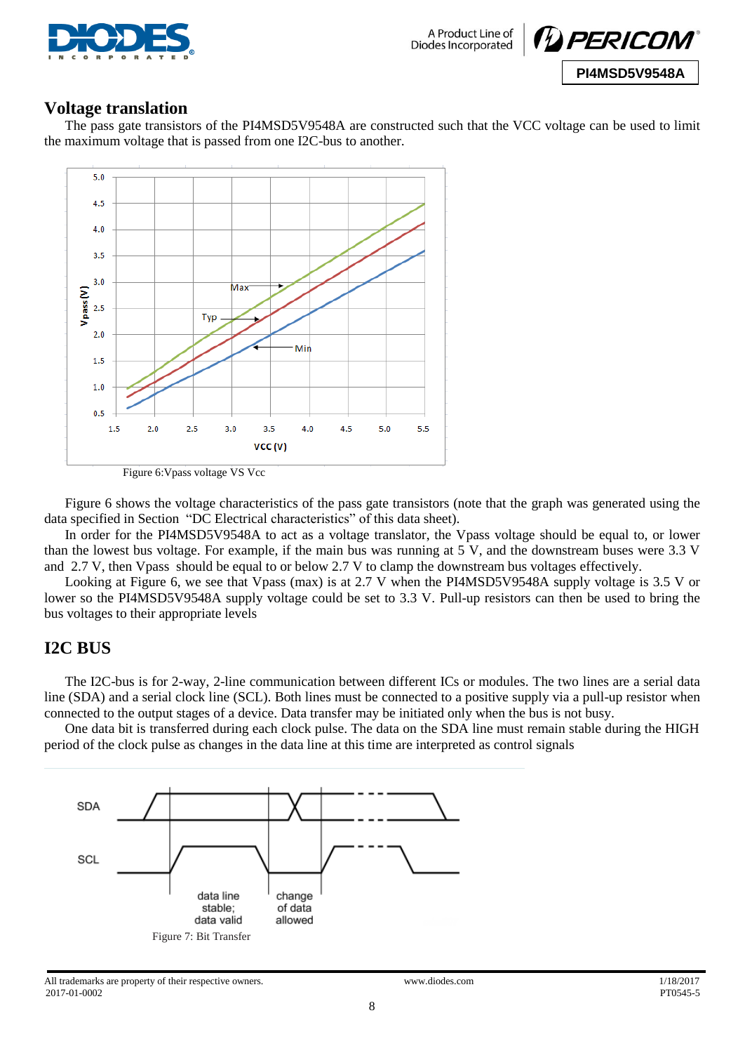## Voltage translation

The pass gate transistors of the PI4MSD5V9548A are constructed such that the VCC voltage can be used to limit the maximum voltage that is passed from one I2C-bus to another.

Figure 6:Vpass voltage VS Vcc

Figure 6 shows the voltage characteristics of the pass gate transistors (note that the graph was generated using the data specified in Section "DC Electrical characteristics" of this data sheet).

In order for the PI4MSD5V9548A to act as a voltage translator, the Vpass voltage should be equal to, or lower than the lowest bus voltage. For example, if the main bus was running at 5 V, and the downstream buses were 3.3 V and 2.7 V, then Vpass should be equal to or below 2.7 V to clamp the downstream bus voltages effectively.

Looking at Figure 6, we see that Vpass (max) is at 2.7 V when the PI4MSD5V9548A supply voltage is 3.5 V or lower so the PI4MSD5V9548A supply voltage could be set to 3.3 V. Pull-up resistors can then be used to bring the bus voltages to their appropriate levels

## I2C BUS

The I2C-bus is for 2-way, 2-line communication between different ICs or modules. The two lines are a serial data line (SDA) and a serial clock line (SCL). Both lines must be connected to a positive supply via a pull-up resistor when connected to the output stages of a device. Data transfer may be initiated only when the bus is not busy.

One data bit is transferred during each clock pulse. The data on the SDA line must remain stable during the HIGH period of the clock pulse as changes in the data line at this time are interpreted as control signals

Figure 7: Bit Transfer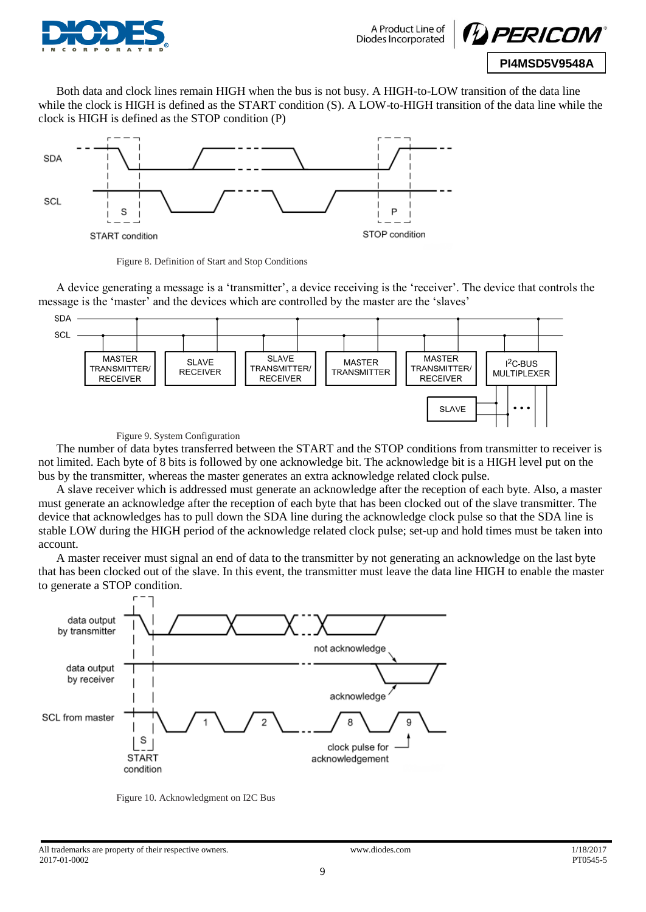Both data and clock lines remain HIGH when the bus is not busy. A HIGH-to-LOW transition of the data line while the clock is HIGH is defined as the START condition (S). A LOW-to-HIGH transition of the data line while the clock is HIGH is defined as the STOP condition (P)

Figure 8. Definition of Start and Stop Conditions

A device generating a message is a 'transmitter', a device receiving is the 'receiver'. The device that controls the message is the 'master' and the devices which are controlled by the master are the 'slaves'

Figure 9. System Configuration

The number of data bytes transferred between the START and the STOP conditions from transmitter to receiver is not limited. Each byte of 8 bits is followed by one acknowledge bit. The acknowledge bit is a HIGH level put on the bus by the transmitter, whereas the master generates an extra acknowledge related clock pulse.

A slave receiver which is addressed must generate an acknowledge after the reception of each byte. Also, a master must generate an acknowledge after the reception of each byte that has been clocked out of the slave transmitter. The device that acknowledges has to pull down the SDA line during the acknowledge clock pulse so that the SDA line is stable LOW during the HIGH period of the acknowledge related clock pulse; set-up and hold times must be taken into account.

A master receiver must signal an end of data to the transmitter by not generating an acknowledge on the last byte that has been clocked out of the slave. In this event, the transmitter must leave the data line HIGH to enable the master to generate a STOP condition.

Figure 10. Acknowledgment on I2C Bus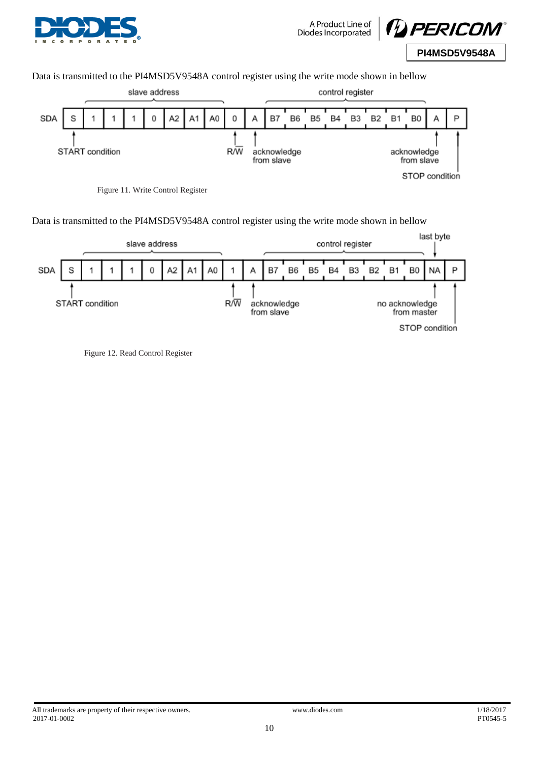Data is transmitted to the PI4MSD5V9548A control register using the write mode shown in bellow

| SDA | S | 1 | 1 | 1 | 0 | A2 | A1 | A0 | 0 | A | B7 | B6 | B5 | B4 | B3 | B2 | B1 | B0 | A | P |
|---|---|---|---|---|---|---|---|---|---|---|---|---|---|---|---|---|---|---|---|---|
| | START condition | slave address | | | | | | | R/$\overline{W}$ | acknowledge from slave | control register | | | | | | | | acknowledge from slave | STOP condition |

Figure 11. Write Control Register

Data is transmitted to the PI4MSD5V9548A control register using the write mode shown in bellow

| SDA | S | 1 | 1 | 1 | 0 | A2 | A1 | A0 | 1 | A | B7 | B6 | B5 | B4 | B3 | B2 | B1 | B0 | NA | P |
|---|---|---|---|---|---|---|---|---|---|---|---|---|---|---|---|---|---|---|---|---|
| | START condition | slave address | | | | | | | R/$\overline{W}$ | acknowledge from slave | control register | | | | | | | | last byte; no acknowledge from master | STOP condition |

Figure 12. Read Control Register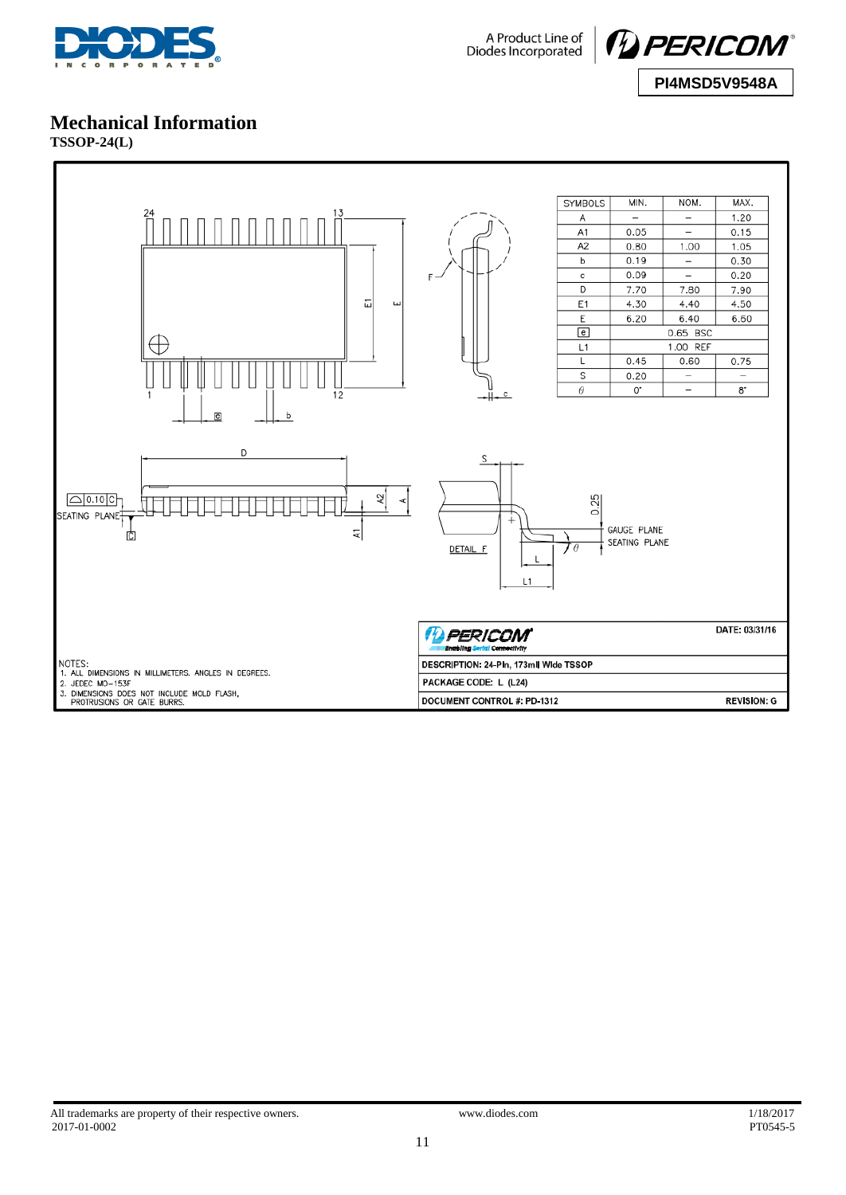## Mechanical Information

**TSSOP-24(L)**

| SYMBOLS | MIN. | NOM. | MAX. |
|---|---|---|---|
| A | – | – | 1.20 |
| A1 | 0.05 | – | 0.15 |
| A2 | 0.80 | 1.00 | 1.05 |
| b | 0.19 | – | 0.30 |
| c | 0.09 | – | 0.20 |
| D | 7.70 | 7.80 | 7.90 |
| E1 | 4.30 | 4.40 | 4.50 |
| E | 6.20 | 6.40 | 6.60 |
| e | 0.65 BSC | | |
| L1 | 1.00 REF | | |
| L | 0.45 | 0.60 | 0.75 |
| S | 0.20 | – | – |
| θ | 0° | – | 8° |

NOTES:
1. ALL DIMENSIONS IN MILLIMETERS. ANGLES IN DEGREES.
2. JEDEC MO-153F
3. DIMENSIONS DOES NOT INCLUDE MOLD FLASH, PROTRUSIONS OR GATE BURRS.

| | |
|---|---|
| PERICOM Enabling Serial Connectivity | DATE: 03/31/16 |
| DESCRIPTION: 24-Pin, 173mil Wide TSSOP | |
| PACKAGE CODE: L (L24) | |
| DOCUMENT CONTROL #: PD-1312 | REVISION: G |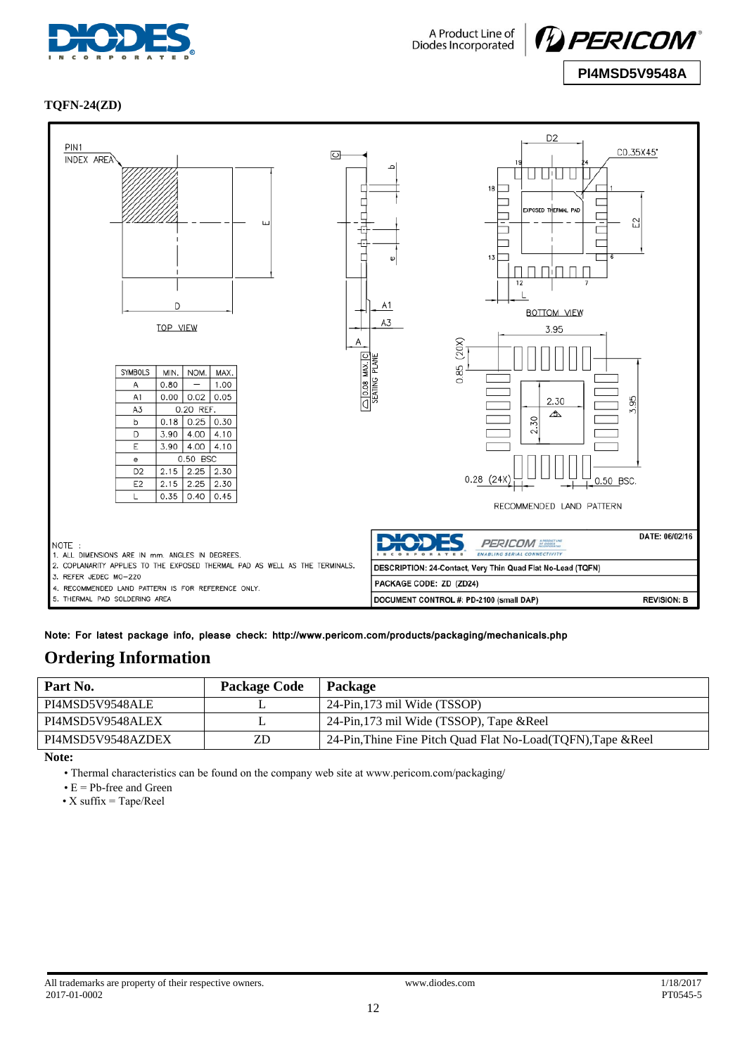## TQFN-24(ZD)

| SYMBOLS | MIN. | NOM. | MAX. |
|---|---|---|---|
| A | 0.80 | — | 1.00 |
| A1 | 0.00 | 0.02 | 0.05 |
| A3 | 0.20 REF. | | |
| b | 0.18 | 0.25 | 0.30 |
| D | 3.90 | 4.00 | 4.10 |
| E | 3.90 | 4.00 | 4.10 |
| e | 0.50 BSC | | |
| D2 | 2.15 | 2.25 | 2.30 |
| E2 | 2.15 | 2.25 | 2.30 |
| L | 0.35 | 0.40 | 0.45 |

NOTE :
1. ALL DIMENSIONS ARE IN mm. ANGLES IN DEGREES.
2. COPLANARITY APPLIES TO THE EXPOSED THERMAL PAD AS WELL AS THE TERMINALS.
3. REFER JEDEC MO-220
4. RECOMMENDED LAND PATTERN IS FOR REFERENCE ONLY.
5. THERMAL PAD SOLDERING AREA

DATE: 06/02/16

DESCRIPTION: 24-Contact, Very Thin Quad Flat No-Lead (TQFN)

PACKAGE CODE: ZD (ZD24)

DOCUMENT CONTROL #: PD-2100 (small DAP) REVISION: B

**Note: For latest package info, please check: http://www.pericom.com/products/packaging/mechanicals.php**

## Ordering Information

| Part No. | Package Code | Package |
|---|---|---|
| PI4MSD5V9548ALE | L | 24-Pin,173 mil Wide (TSSOP) |
| PI4MSD5V9548ALEX | L | 24-Pin,173 mil Wide (TSSOP), Tape &Reel |
| PI4MSD5V9548AZDEX | ZD | 24-Pin,Thine Fine Pitch Quad Flat No-Load(TQFN),Tape &Reel |

**Note:**

- Thermal characteristics can be found on the company web site at www.pericom.com/packaging/
- E = Pb-free and Green
- X suffix = Tape/Reel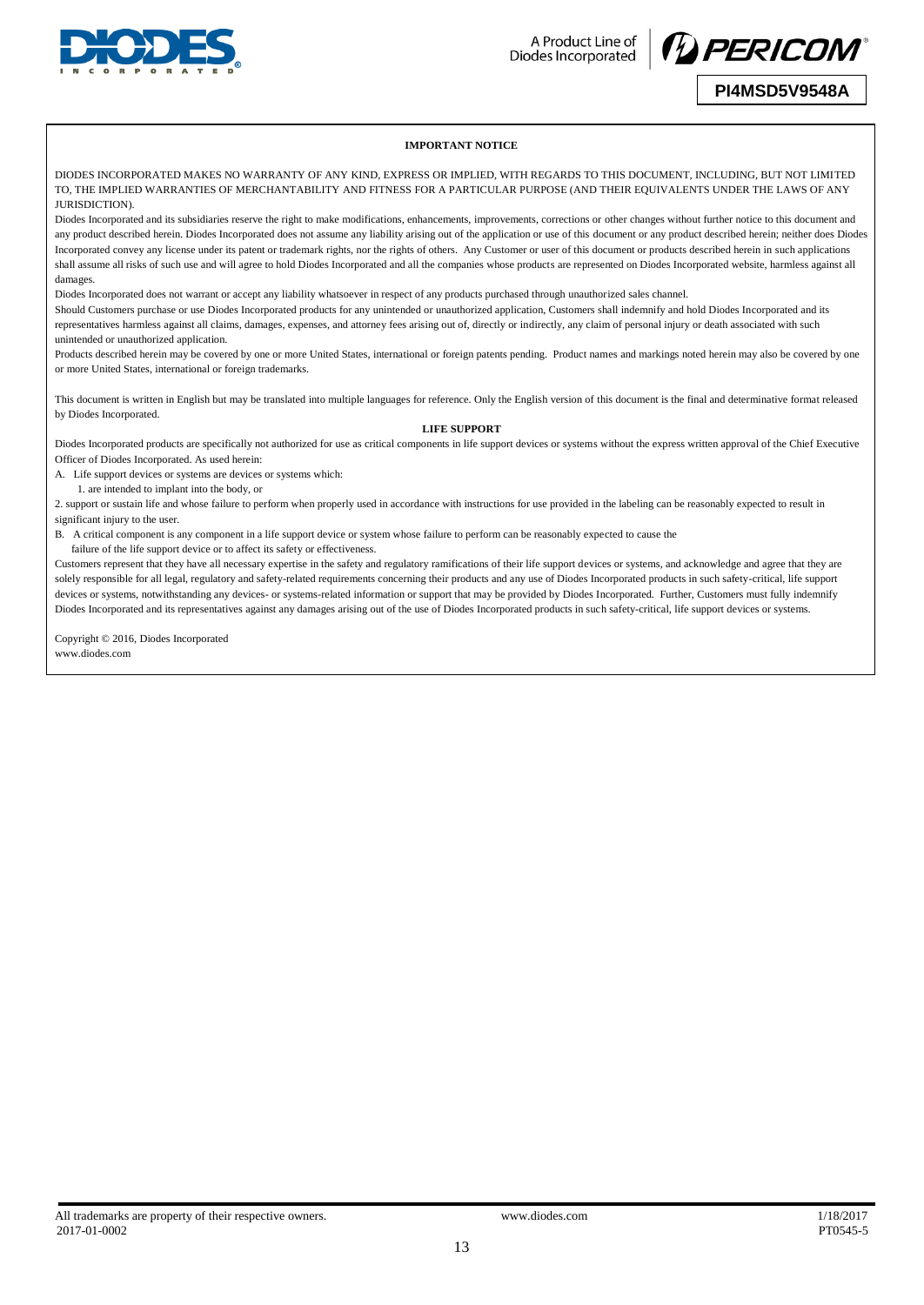## IMPORTANT NOTICE

DIODES INCORPORATED MAKES NO WARRANTY OF ANY KIND, EXPRESS OR IMPLIED, WITH REGARDS TO THIS DOCUMENT, INCLUDING, BUT NOT LIMITED TO, THE IMPLIED WARRANTIES OF MERCHANTABILITY AND FITNESS FOR A PARTICULAR PURPOSE (AND THEIR EQUIVALENTS UNDER THE LAWS OF ANY JURISDICTION).

Diodes Incorporated and its subsidiaries reserve the right to make modifications, enhancements, improvements, corrections or other changes without further notice to this document and any product described herein. Diodes Incorporated does not assume any liability arising out of the application or use of this document or any product described herein; neither does Diodes Incorporated convey any license under its patent or trademark rights, nor the rights of others. Any Customer or user of this document or products described herein in such applications shall assume all risks of such use and will agree to hold Diodes Incorporated and all the companies whose products are represented on Diodes Incorporated website, harmless against all damages.

Diodes Incorporated does not warrant or accept any liability whatsoever in respect of any products purchased through unauthorized sales channel.

Should Customers purchase or use Diodes Incorporated products for any unintended or unauthorized application, Customers shall indemnify and hold Diodes Incorporated and its representatives harmless against all claims, damages, expenses, and attorney fees arising out of, directly or indirectly, any claim of personal injury or death associated with such unintended or unauthorized application.

Products described herein may be covered by one or more United States, international or foreign patents pending. Product names and markings noted herein may also be covered by one or more United States, international or foreign trademarks.

This document is written in English but may be translated into multiple languages for reference. Only the English version of this document is the final and determinative format released by Diodes Incorporated.

## LIFE SUPPORT

Diodes Incorporated products are specifically not authorized for use as critical components in life support devices or systems without the express written approval of the Chief Executive Officer of Diodes Incorporated. As used herein:

A. Life support devices or systems are devices or systems which:

1. are intended to implant into the body, or

2. support or sustain life and whose failure to perform when properly used in accordance with instructions for use provided in the labeling can be reasonably expected to result in significant injury to the user.

B. A critical component is any component in a life support device or system whose failure to perform can be reasonably expected to cause the failure of the life support device or to affect its safety or effectiveness.

Customers represent that they have all necessary expertise in the safety and regulatory ramifications of their life support devices or systems, and acknowledge and agree that they are solely responsible for all legal, regulatory and safety-related requirements concerning their products and any use of Diodes Incorporated products in such safety-critical, life support devices or systems, notwithstanding any devices- or systems-related information or support that may be provided by Diodes Incorporated. Further, Customers must fully indemnify Diodes Incorporated and its representatives against any damages arising out of the use of Diodes Incorporated products in such safety-critical, life support devices or systems.

Copyright © 2016, Diodes Incorporated
www.diodes.com